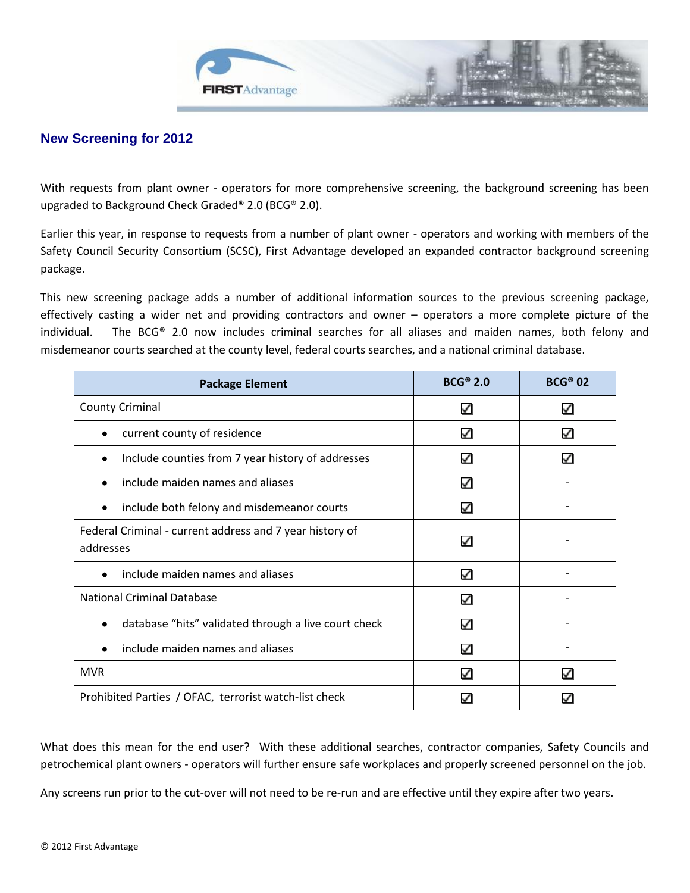## New Screening for 2012

With requests from plant owner - operators for more comprehensive screening, the background screening has been upgraded to Background Check Graded® 2.0 (BCG® 2.0).

Earlier this year, in response to requests from a number of plant owner - operators and working with members of the Safety Council Security Consortium (SCSC), First Advantage developed an expanded contractor background screening package.

This new screening package adds a number of additional information sources to the previous screening package, effectively casting a wider net and providing contractors and owner – operators a more complete picture of the individual. The BCG® 2.0 now includes criminal searches for all aliases and maiden names, both felony and misdemeanor courts searched at the county level, federal courts searches, and a national criminal database.

| Package Element | BCG® 2.0 | BCG® 02 |
|---|---|---|
| County Criminal | ☑ | ☑ |
| • current county of residence | ☑ | ☑ |
| • Include counties from 7 year history of addresses | ☑ | ☑ |
| • include maiden names and aliases | ☑ | - |
| • include both felony and misdemeanor courts | ☑ | - |
| Federal Criminal - current address and 7 year history of addresses | ☑ | - |
| • include maiden names and aliases | ☑ | - |
| National Criminal Database | ☑ | - |
| • database “hits” validated through a live court check | ☑ | - |
| • include maiden names and aliases | ☑ | - |
| MVR | ☑ | ☑ |
| Prohibited Parties / OFAC, terrorist watch-list check | ☑ | ☑ |

What does this mean for the end user? With these additional searches, contractor companies, Safety Councils and petrochemical plant owners - operators will further ensure safe workplaces and properly screened personnel on the job.

Any screens run prior to the cut-over will not need to be re-run and are effective until they expire after two years.

© 2012 First Advantage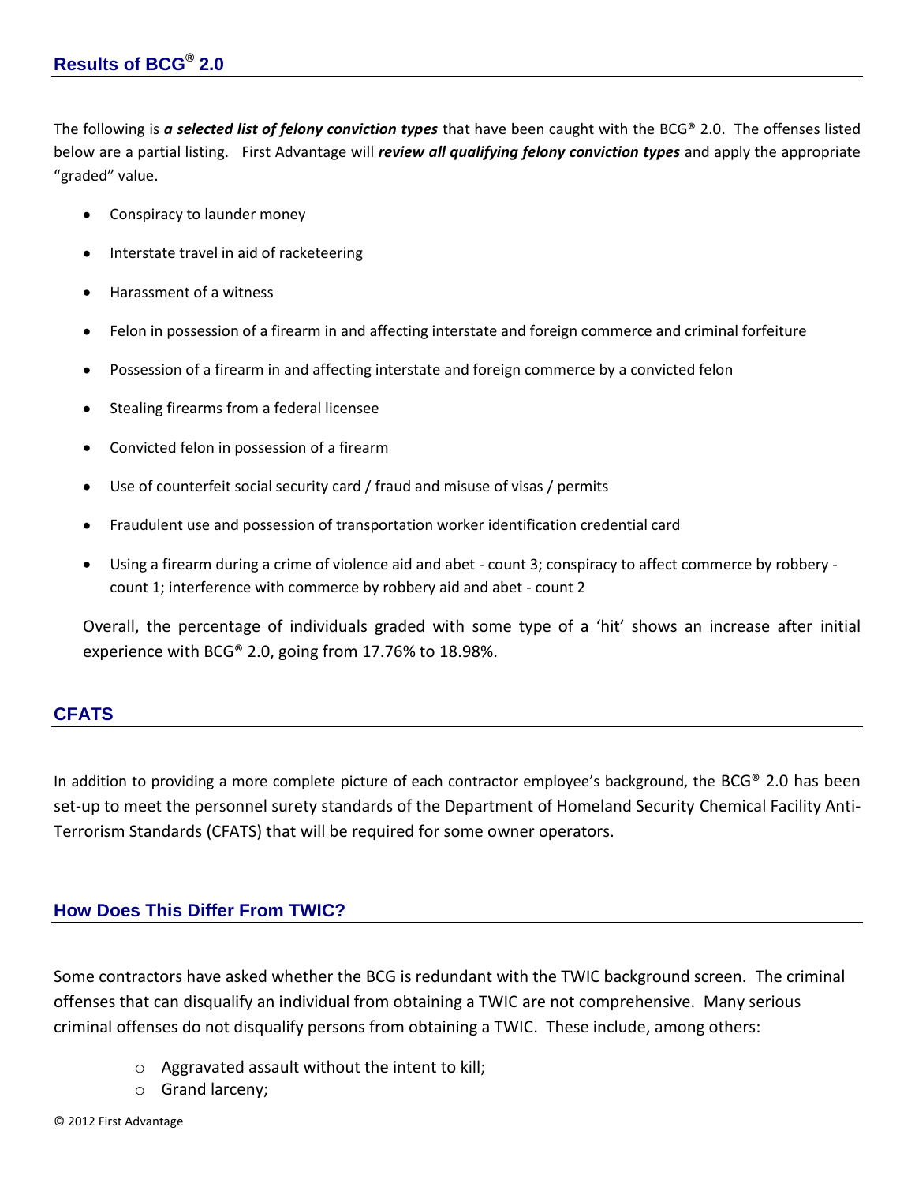## Results of BCG® 2.0

The following is ***a selected list of felony conviction types*** that have been caught with the BCG® 2.0. The offenses listed below are a partial listing. First Advantage will ***review all qualifying felony conviction types*** and apply the appropriate "graded" value.

- Conspiracy to launder money
- Interstate travel in aid of racketeering
- Harassment of a witness
- Felon in possession of a firearm in and affecting interstate and foreign commerce and criminal forfeiture
- Possession of a firearm in and affecting interstate and foreign commerce by a convicted felon
- Stealing firearms from a federal licensee
- Convicted felon in possession of a firearm
- Use of counterfeit social security card / fraud and misuse of visas / permits
- Fraudulent use and possession of transportation worker identification credential card
- Using a firearm during a crime of violence aid and abet - count 3; conspiracy to affect commerce by robbery - count 1; interference with commerce by robbery aid and abet - count 2

Overall, the percentage of individuals graded with some type of a 'hit' shows an increase after initial experience with BCG® 2.0, going from 17.76% to 18.98%.

## CFATS

In addition to providing a more complete picture of each contractor employee's background, the BCG® 2.0 has been set-up to meet the personnel surety standards of the Department of Homeland Security Chemical Facility Anti-Terrorism Standards (CFATS) that will be required for some owner operators.

## How Does This Differ From TWIC?

Some contractors have asked whether the BCG is redundant with the TWIC background screen. The criminal offenses that can disqualify an individual from obtaining a TWIC are not comprehensive. Many serious criminal offenses do not disqualify persons from obtaining a TWIC. These include, among others:

- Aggravated assault without the intent to kill;
- Grand larceny;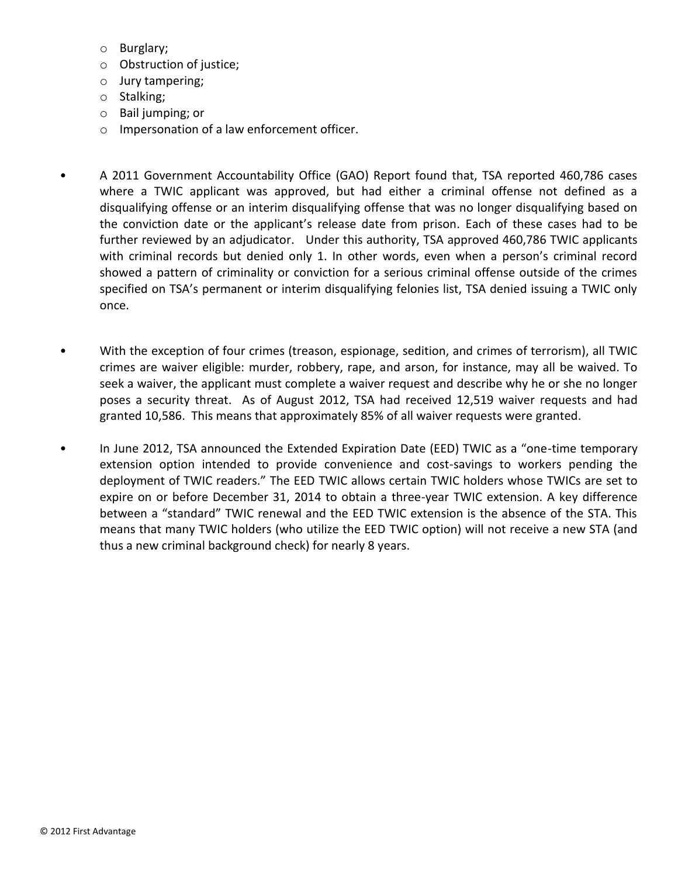- Burglary;
  - Obstruction of justice;
  - Jury tampering;
  - Stalking;
  - Bail jumping; or
  - Impersonation of a law enforcement officer.

- A 2011 Government Accountability Office (GAO) Report found that, TSA reported 460,786 cases where a TWIC applicant was approved, but had either a criminal offense not defined as a disqualifying offense or an interim disqualifying offense that was no longer disqualifying based on the conviction date or the applicant's release date from prison. Each of these cases had to be further reviewed by an adjudicator. Under this authority, TSA approved 460,786 TWIC applicants with criminal records but denied only 1. In other words, even when a person's criminal record showed a pattern of criminality or conviction for a serious criminal offense outside of the crimes specified on TSA's permanent or interim disqualifying felonies list, TSA denied issuing a TWIC only once.

- With the exception of four crimes (treason, espionage, sedition, and crimes of terrorism), all TWIC crimes are waiver eligible: murder, robbery, rape, and arson, for instance, may all be waived. To seek a waiver, the applicant must complete a waiver request and describe why he or she no longer poses a security threat. As of August 2012, TSA had received 12,519 waiver requests and had granted 10,586. This means that approximately 85% of all waiver requests were granted.

- In June 2012, TSA announced the Extended Expiration Date (EED) TWIC as a "one-time temporary extension option intended to provide convenience and cost-savings to workers pending the deployment of TWIC readers." The EED TWIC allows certain TWIC holders whose TWICs are set to expire on or before December 31, 2014 to obtain a three-year TWIC extension. A key difference between a "standard" TWIC renewal and the EED TWIC extension is the absence of the STA. This means that many TWIC holders (who utilize the EED TWIC option) will not receive a new STA (and thus a new criminal background check) for nearly 8 years.

© 2012 First Advantage